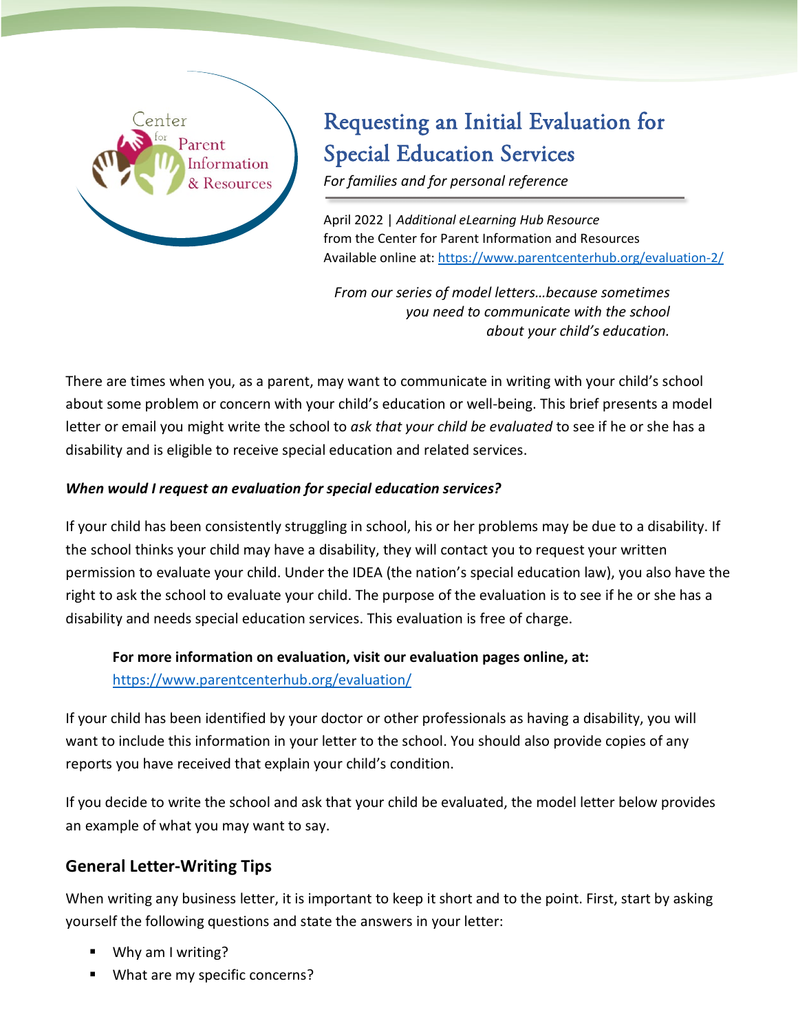Center for Parent Information & Resources

# Requesting an Initial Evaluation for Special Education Services

*For families and for personal reference*

April 2022 | *Additional eLearning Hub Resource*
from the Center for Parent Information and Resources
Available online at: https://www.parentcenterhub.org/evaluation-2/

*From our series of model letters…because sometimes you need to communicate with the school about your child's education.*

There are times when you, as a parent, may want to communicate in writing with your child's school about some problem or concern with your child's education or well-being. This brief presents a model letter or email you might write the school to *ask that your child be evaluated* to see if he or she has a disability and is eligible to receive special education and related services.

***When would I request an evaluation for special education services?***

If your child has been consistently struggling in school, his or her problems may be due to a disability. If the school thinks your child may have a disability, they will contact you to request your written permission to evaluate your child. Under the IDEA (the nation's special education law), you also have the right to ask the school to evaluate your child. The purpose of the evaluation is to see if he or she has a disability and needs special education services. This evaluation is free of charge.

**For more information on evaluation, visit our evaluation pages online, at:** https://www.parentcenterhub.org/evaluation/

If your child has been identified by your doctor or other professionals as having a disability, you will want to include this information in your letter to the school. You should also provide copies of any reports you have received that explain your child's condition.

If you decide to write the school and ask that your child be evaluated, the model letter below provides an example of what you may want to say.

## General Letter-Writing Tips

When writing any business letter, it is important to keep it short and to the point. First, start by asking yourself the following questions and state the answers in your letter:

- Why am I writing?
- What are my specific concerns?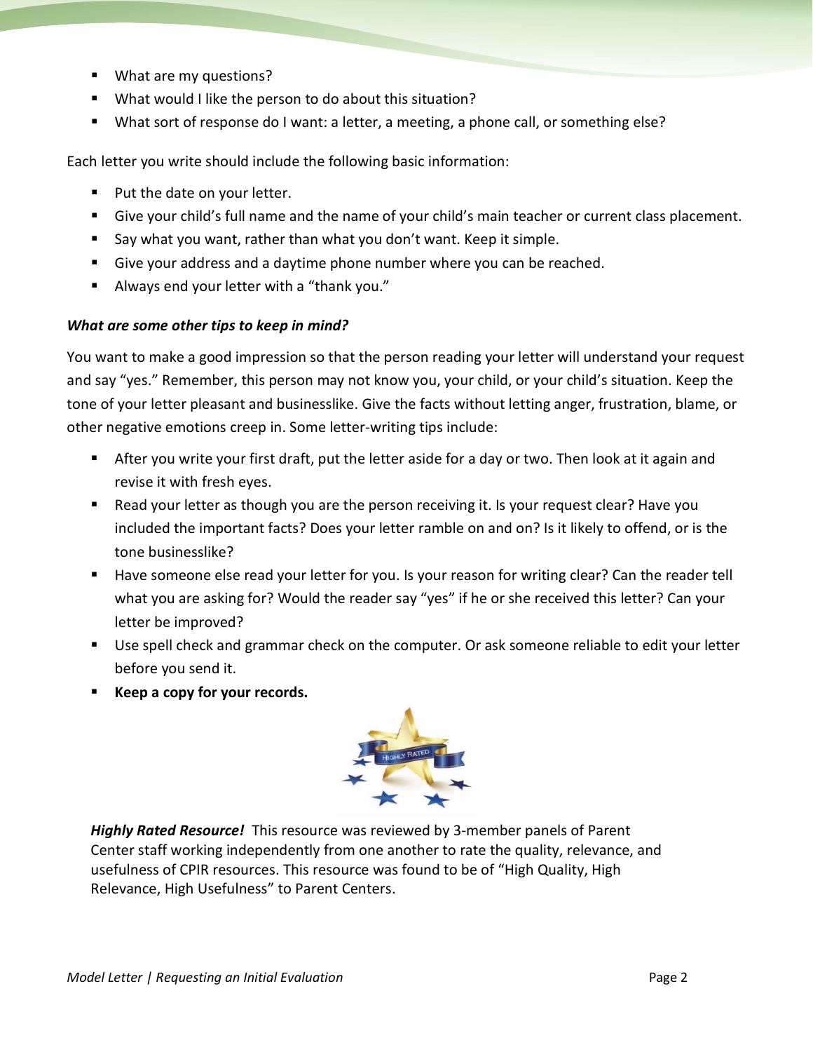- What are my questions?
- What would I like the person to do about this situation?
- What sort of response do I want: a letter, a meeting, a phone call, or something else?

Each letter you write should include the following basic information:

- Put the date on your letter.
- Give your child's full name and the name of your child's main teacher or current class placement.
- Say what you want, rather than what you don't want. Keep it simple.
- Give your address and a daytime phone number where you can be reached.
- Always end your letter with a "thank you."

***What are some other tips to keep in mind?***

You want to make a good impression so that the person reading your letter will understand your request and say "yes." Remember, this person may not know you, your child, or your child's situation. Keep the tone of your letter pleasant and businesslike. Give the facts without letting anger, frustration, blame, or other negative emotions creep in. Some letter-writing tips include:

- After you write your first draft, put the letter aside for a day or two. Then look at it again and revise it with fresh eyes.
- Read your letter as though you are the person receiving it. Is your request clear? Have you included the important facts? Does your letter ramble on and on? Is it likely to offend, or is the tone businesslike?
- Have someone else read your letter for you. Is your reason for writing clear? Can the reader tell what you are asking for? Would the reader say "yes" if he or she received this letter? Can your letter be improved?
- Use spell check and grammar check on the computer. Or ask someone reliable to edit your letter before you send it.
- **Keep a copy for your records.**

***Highly Rated Resource!*** This resource was reviewed by 3-member panels of Parent Center staff working independently from one another to rate the quality, relevance, and usefulness of CPIR resources. This resource was found to be of "High Quality, High Relevance, High Usefulness" to Parent Centers.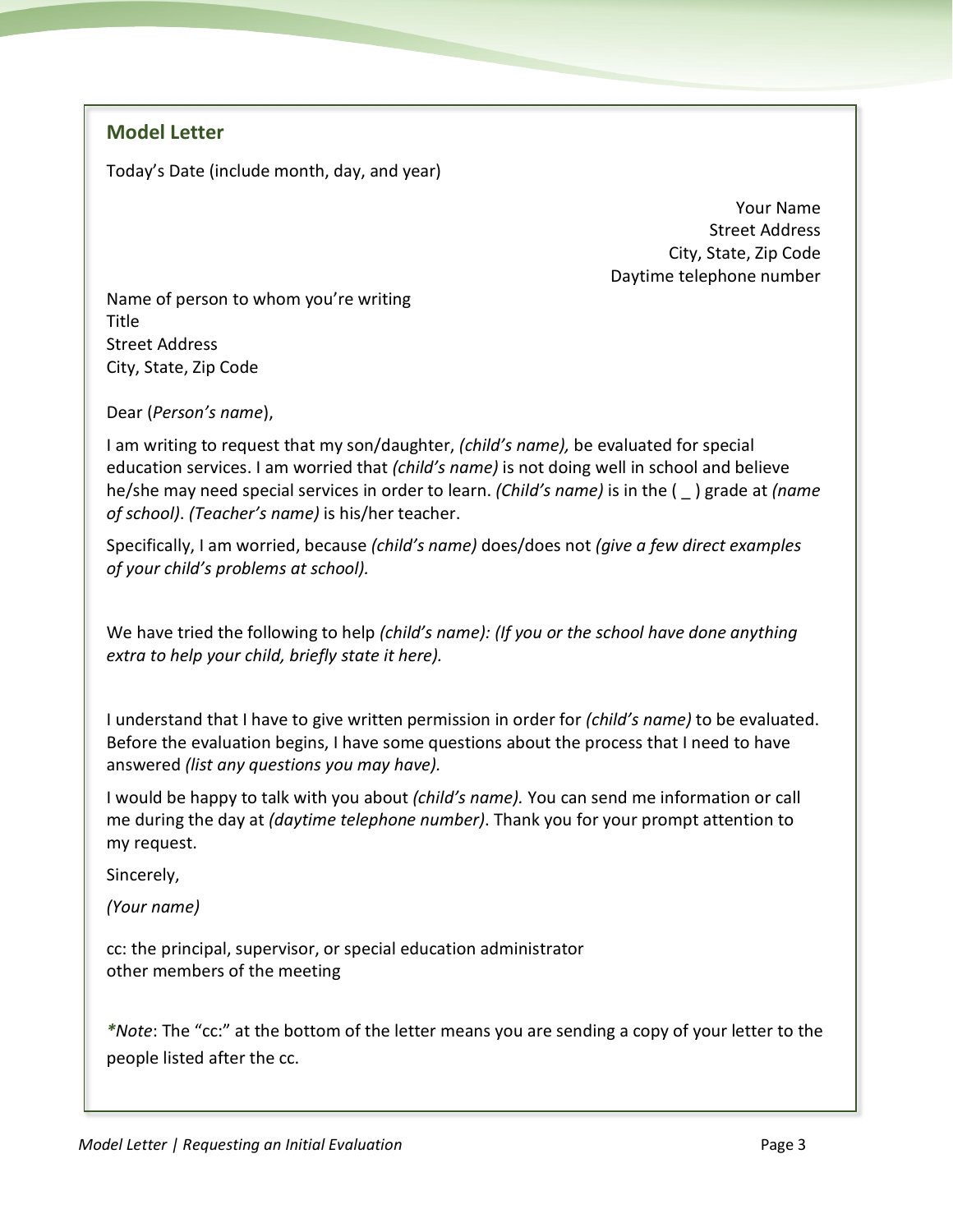## Model Letter

Today's Date (include month, day, and year)

Your Name
Street Address
City, State, Zip Code
Daytime telephone number

Name of person to whom you're writing
Title
Street Address
City, State, Zip Code

Dear (*Person's name*),

I am writing to request that my son/daughter, *(child's name),* be evaluated for special education services. I am worried that *(child's name)* is not doing well in school and believe he/she may need special services in order to learn. *(Child's name)* is in the ( _ ) grade at *(name of school)*. *(Teacher's name)* is his/her teacher.

Specifically, I am worried, because *(child's name)* does/does not *(give a few direct examples of your child's problems at school).*

We have tried the following to help *(child's name): (If you or the school have done anything extra to help your child, briefly state it here).*

I understand that I have to give written permission in order for *(child's name)* to be evaluated. Before the evaluation begins, I have some questions about the process that I need to have answered *(list any questions you may have).*

I would be happy to talk with you about *(child's name).* You can send me information or call me during the day at *(daytime telephone number)*. Thank you for your prompt attention to my request.

Sincerely,

*(Your name)*

cc: the principal, supervisor, or special education administrator
other members of the meeting

*\*Note*: The "cc:" at the bottom of the letter means you are sending a copy of your letter to the people listed after the cc.